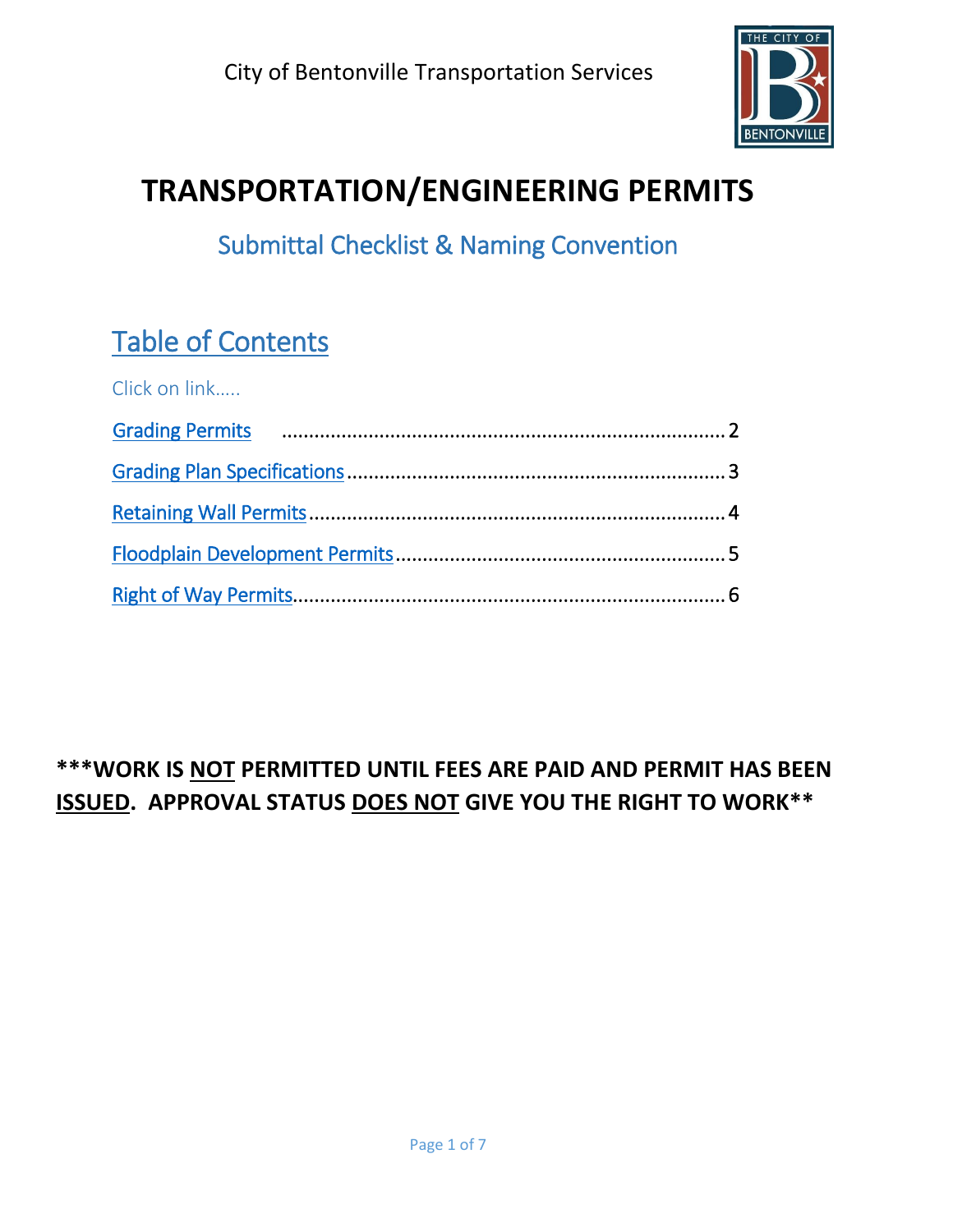City of Bentonville Transportation Services

# TRANSPORTATION/ENGINEERING PERMITS

## Submittal Checklist & Naming Convention

## Table of Contents

Click on link…..

[Grading Permits](#) .................................................................................. 2

[Grading Plan Specifications](#) ..................................................................... 3

[Retaining Wall Permits](#) ............................................................................ 4

[Floodplain Development Permits](#) ............................................................ 5

[Right of Way Permits](#) ................................................................................ 6

**\*\*\*WORK IS <u>NOT</u> PERMITTED UNTIL FEES ARE PAID AND PERMIT HAS BEEN <u>ISSUED</u>. APPROVAL STATUS <u>DOES NOT</u> GIVE YOU THE RIGHT TO WORK\*\***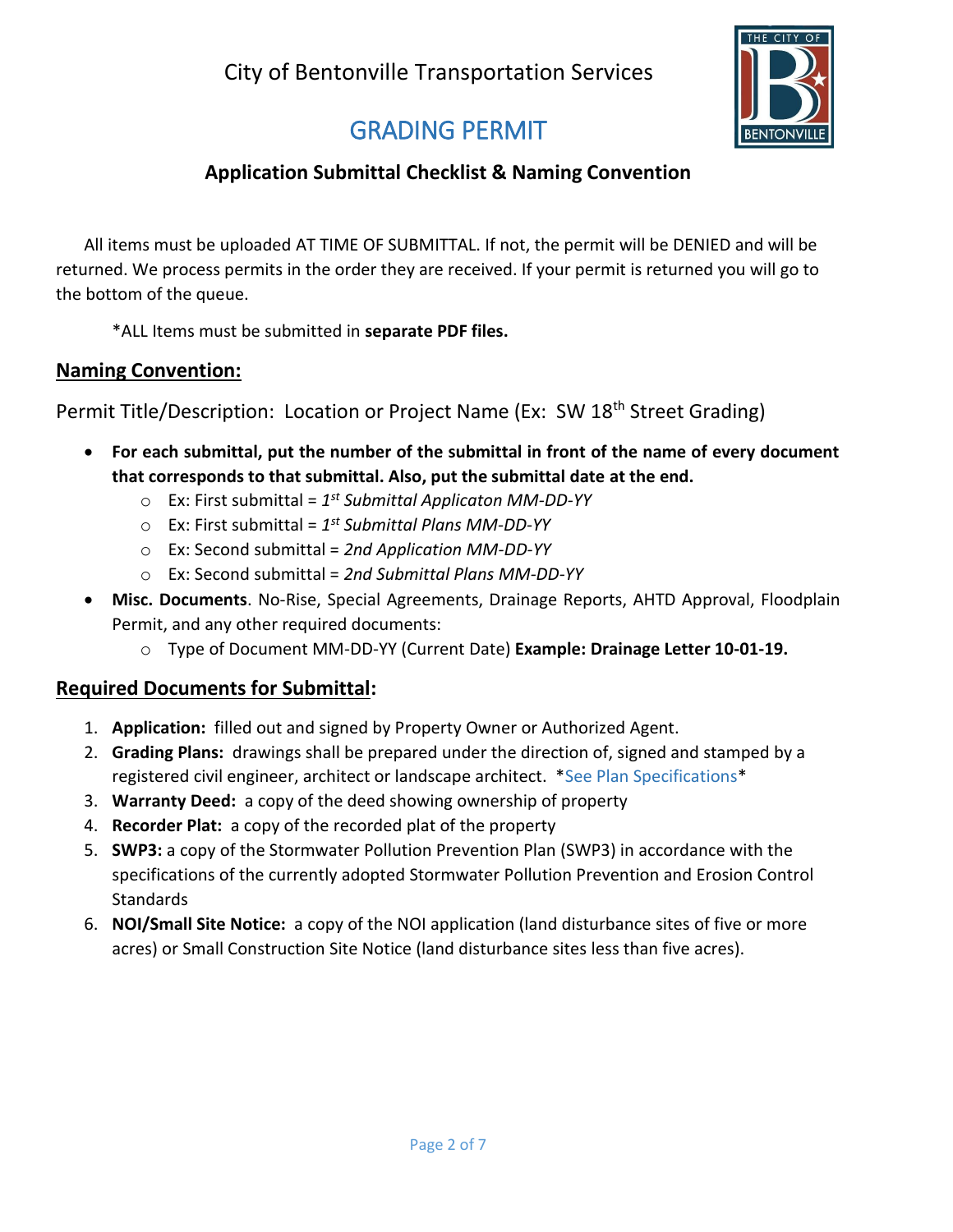City of Bentonville Transportation Services

# GRADING PERMIT

### Application Submittal Checklist & Naming Convention

All items must be uploaded AT TIME OF SUBMITTAL. If not, the permit will be DENIED and will be returned. We process permits in the order they are received. If your permit is returned you will go to the bottom of the queue.

*ALL Items must be submitted in **separate PDF files.***

## Naming Convention:

Permit Title/Description: Location or Project Name (Ex: SW 18th Street Grading)

- **For each submittal, put the number of the submittal in front of the name of every document that corresponds to that submittal. Also, put the submittal date at the end.**
  - Ex: First submittal = *1st Submittal Applicaton MM-DD-YY*
  - Ex: First submittal = *1st Submittal Plans MM-DD-YY*
  - Ex: Second submittal = *2nd Application MM-DD-YY*
  - Ex: Second submittal = *2nd Submittal Plans MM-DD-YY*
- **Misc. Documents**. No-Rise, Special Agreements, Drainage Reports, AHTD Approval, Floodplain Permit, and any other required documents:
  - Type of Document MM-DD-YY (Current Date) **Example: Drainage Letter 10-01-19.**

## Required Documents for Submittal:

1. **Application:** filled out and signed by Property Owner or Authorized Agent.
2. **Grading Plans:** drawings shall be prepared under the direction of, signed and stamped by a registered civil engineer, architect or landscape architect. *See Plan Specifications*
3. **Warranty Deed:** a copy of the deed showing ownership of property
4. **Recorder Plat:** a copy of the recorded plat of the property
5. **SWP3:** a copy of the Stormwater Pollution Prevention Plan (SWP3) in accordance with the specifications of the currently adopted Stormwater Pollution Prevention and Erosion Control Standards
6. **NOI/Small Site Notice:** a copy of the NOI application (land disturbance sites of five or more acres) or Small Construction Site Notice (land disturbance sites less than five acres).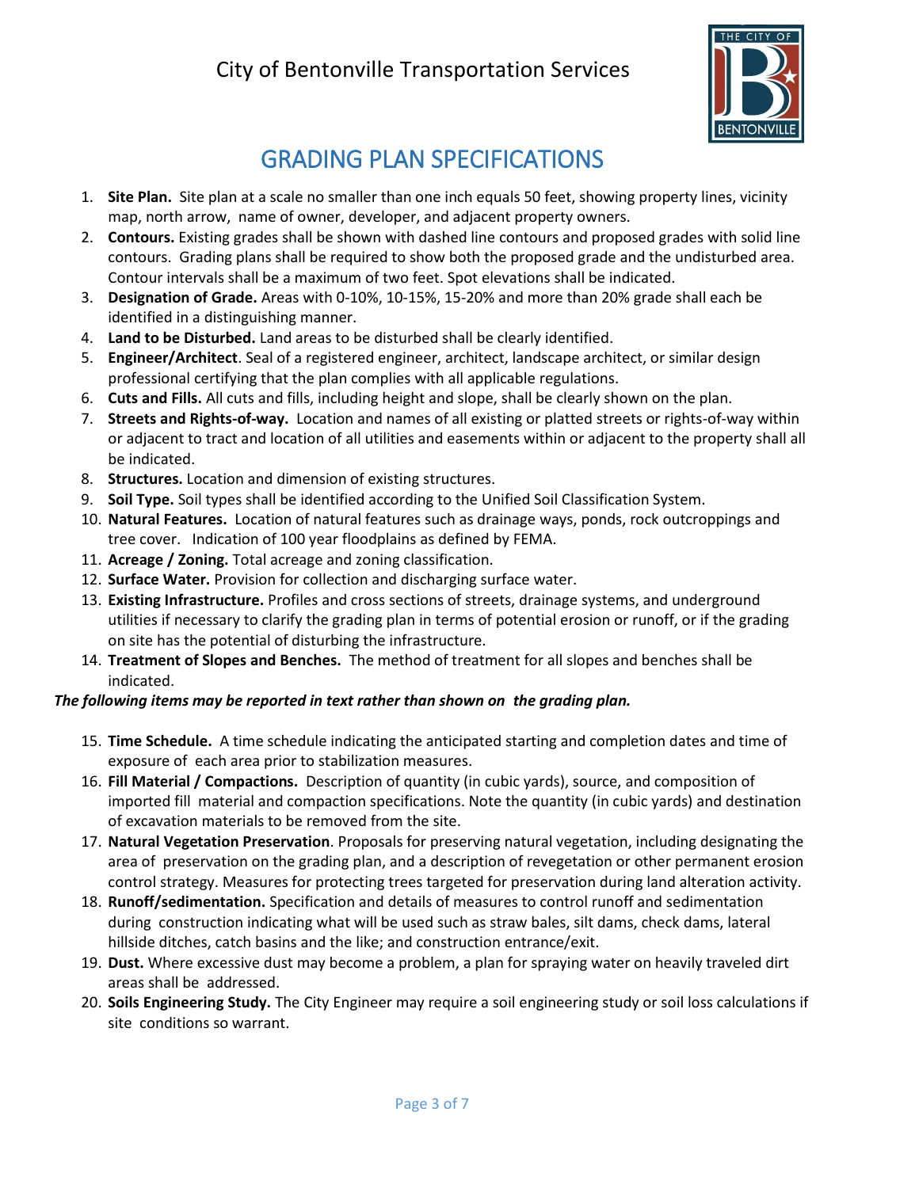# City of Bentonville Transportation Services

## GRADING PLAN SPECIFICATIONS

1. **Site Plan.** Site plan at a scale no smaller than one inch equals 50 feet, showing property lines, vicinity map, north arrow, name of owner, developer, and adjacent property owners.
2. **Contours.** Existing grades shall be shown with dashed line contours and proposed grades with solid line contours. Grading plans shall be required to show both the proposed grade and the undisturbed area. Contour intervals shall be a maximum of two feet. Spot elevations shall be indicated.
3. **Designation of Grade.** Areas with 0-10%, 10-15%, 15-20% and more than 20% grade shall each be identified in a distinguishing manner.
4. **Land to be Disturbed.** Land areas to be disturbed shall be clearly identified.
5. **Engineer/Architect**. Seal of a registered engineer, architect, landscape architect, or similar design professional certifying that the plan complies with all applicable regulations.
6. **Cuts and Fills.** All cuts and fills, including height and slope, shall be clearly shown on the plan.
7. **Streets and Rights-of-way.** Location and names of all existing or platted streets or rights-of-way within or adjacent to tract and location of all utilities and easements within or adjacent to the property shall all be indicated.
8. **Structures.** Location and dimension of existing structures.
9. **Soil Type.** Soil types shall be identified according to the Unified Soil Classification System.
10. **Natural Features.** Location of natural features such as drainage ways, ponds, rock outcroppings and tree cover. Indication of 100 year floodplains as defined by FEMA.
11. **Acreage / Zoning.** Total acreage and zoning classification.
12. **Surface Water.** Provision for collection and discharging surface water.
13. **Existing Infrastructure.** Profiles and cross sections of streets, drainage systems, and underground utilities if necessary to clarify the grading plan in terms of potential erosion or runoff, or if the grading on site has the potential of disturbing the infrastructure.
14. **Treatment of Slopes and Benches.** The method of treatment for all slopes and benches shall be indicated.

***The following items may be reported in text rather than shown on the grading plan.***

15. **Time Schedule.** A time schedule indicating the anticipated starting and completion dates and time of exposure of each area prior to stabilization measures.
16. **Fill Material / Compactions.** Description of quantity (in cubic yards), source, and composition of imported fill material and compaction specifications. Note the quantity (in cubic yards) and destination of excavation materials to be removed from the site.
17. **Natural Vegetation Preservation**. Proposals for preserving natural vegetation, including designating the area of preservation on the grading plan, and a description of revegetation or other permanent erosion control strategy. Measures for protecting trees targeted for preservation during land alteration activity.
18. **Runoff/sedimentation.** Specification and details of measures to control runoff and sedimentation during construction indicating what will be used such as straw bales, silt dams, check dams, lateral hillside ditches, catch basins and the like; and construction entrance/exit.
19. **Dust.** Where excessive dust may become a problem, a plan for spraying water on heavily traveled dirt areas shall be addressed.
20. **Soils Engineering Study.** The City Engineer may require a soil engineering study or soil loss calculations if site conditions so warrant.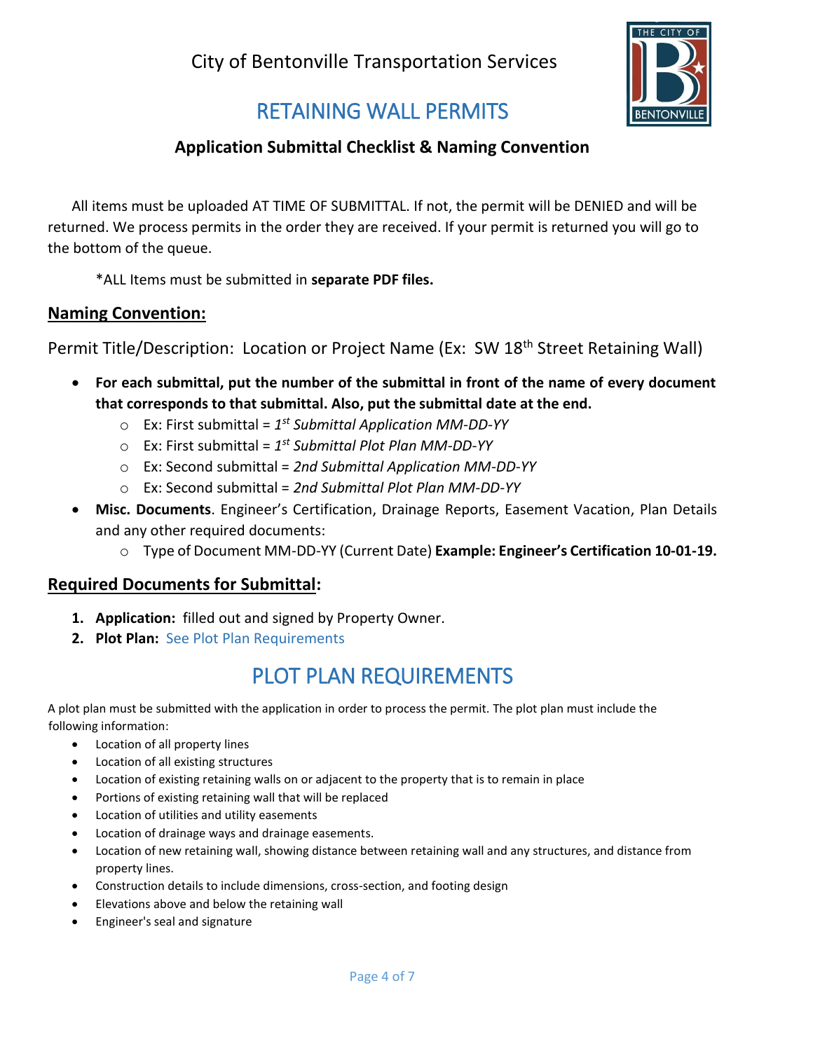City of Bentonville Transportation Services

# RETAINING WALL PERMITS

### Application Submittal Checklist & Naming Convention

All items must be uploaded AT TIME OF SUBMITTAL. If not, the permit will be DENIED and will be returned. We process permits in the order they are received. If your permit is returned you will go to the bottom of the queue.

*ALL Items must be submitted in **separate PDF files.**

## Naming Convention:

Permit Title/Description: Location or Project Name (Ex: SW 18th Street Retaining Wall)

- **For each submittal, put the number of the submittal in front of the name of every document that corresponds to that submittal. Also, put the submittal date at the end.**
  - Ex: First submittal = *1st Submittal Application MM-DD-YY*
  - Ex: First submittal = *1st Submittal Plot Plan MM-DD-YY*
  - Ex: Second submittal = *2nd Submittal Application MM-DD-YY*
  - Ex: Second submittal = *2nd Submittal Plot Plan MM-DD-YY*
- **Misc. Documents**. Engineer's Certification, Drainage Reports, Easement Vacation, Plan Details and any other required documents:
  - Type of Document MM-DD-YY (Current Date) **Example: Engineer's Certification 10-01-19.**

## Required Documents for Submittal:

1. **Application:** filled out and signed by Property Owner.
2. **Plot Plan:** See Plot Plan Requirements

# PLOT PLAN REQUIREMENTS

A plot plan must be submitted with the application in order to process the permit. The plot plan must include the following information:

- Location of all property lines
- Location of all existing structures
- Location of existing retaining walls on or adjacent to the property that is to remain in place
- Portions of existing retaining wall that will be replaced
- Location of utilities and utility easements
- Location of drainage ways and drainage easements.
- Location of new retaining wall, showing distance between retaining wall and any structures, and distance from property lines.
- Construction details to include dimensions, cross-section, and footing design
- Elevations above and below the retaining wall
- Engineer's seal and signature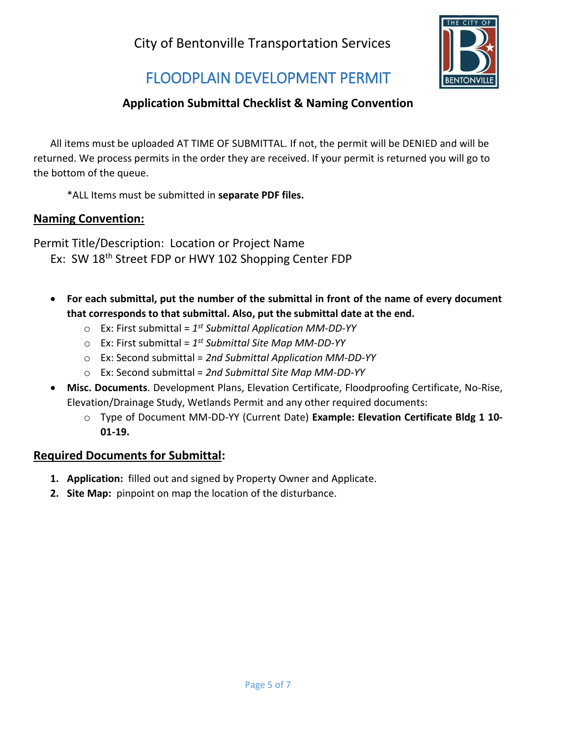City of Bentonville Transportation Services

# FLOODPLAIN DEVELOPMENT PERMIT

### Application Submittal Checklist & Naming Convention

All items must be uploaded AT TIME OF SUBMITTAL. If not, the permit will be DENIED and will be returned. We process permits in the order they are received. If your permit is returned you will go to the bottom of the queue.

*ALL Items must be submitted in **separate PDF files.**

## Naming Convention:

Permit Title/Description: Location or Project Name

Ex: SW 18th Street FDP or HWY 102 Shopping Center FDP

- **For each submittal, put the number of the submittal in front of the name of every document that corresponds to that submittal. Also, put the submittal date at the end.**
  - Ex: First submittal = *1st Submittal Application MM-DD-YY*
  - Ex: First submittal = *1st Submittal Site Map MM-DD-YY*
  - Ex: Second submittal = *2nd Submittal Application MM-DD-YY*
  - Ex: Second submittal = *2nd Submittal Site Map MM-DD-YY*
- **Misc. Documents**. Development Plans, Elevation Certificate, Floodproofing Certificate, No-Rise, Elevation/Drainage Study, Wetlands Permit and any other required documents:
  - Type of Document MM-DD-YY (Current Date) **Example: Elevation Certificate Bldg 1 10-01-19.**

## Required Documents for Submittal:

1. **Application:** filled out and signed by Property Owner and Applicate.
2. **Site Map:** pinpoint on map the location of the disturbance.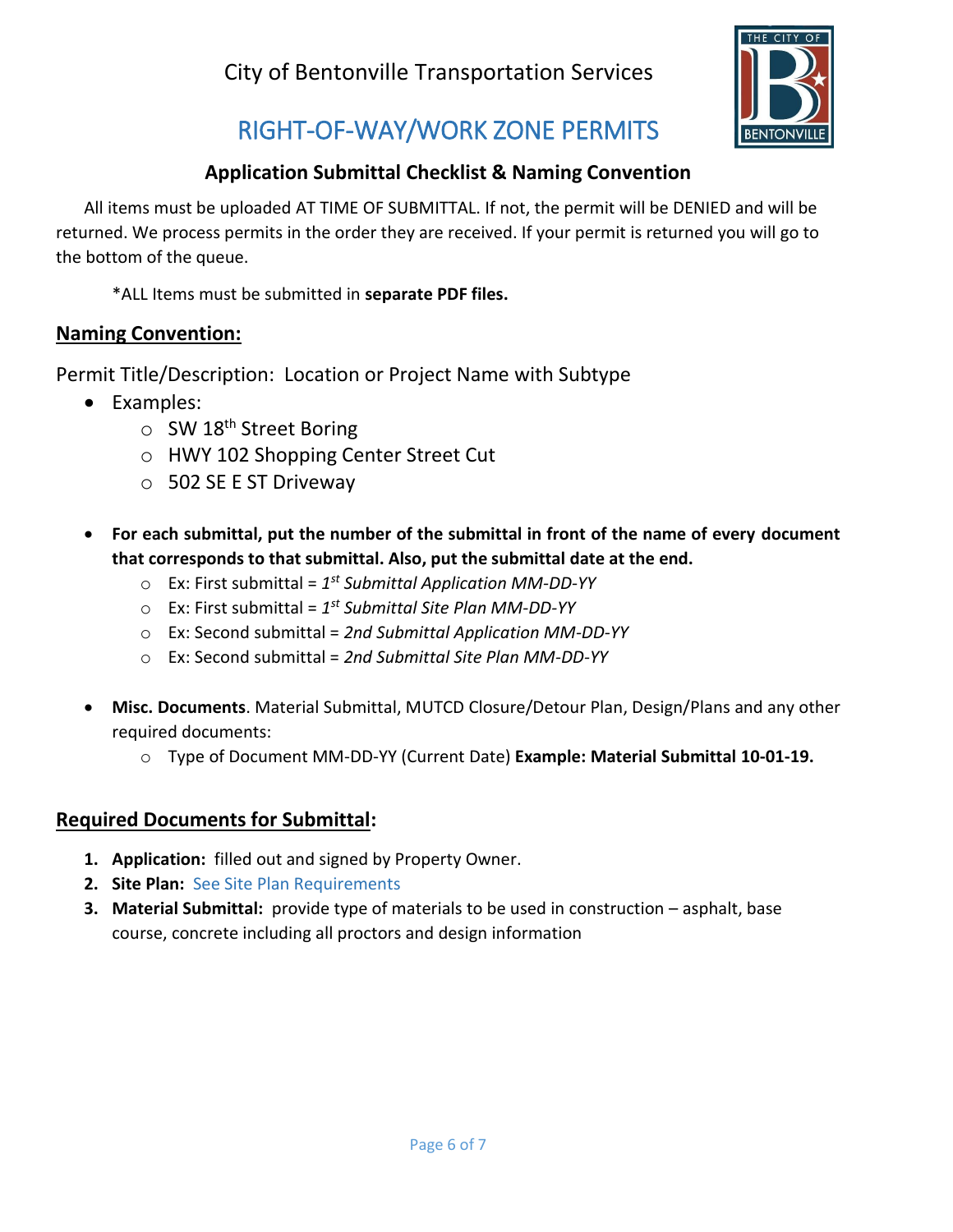City of Bentonville Transportation Services

# RIGHT-OF-WAY/WORK ZONE PERMITS

## Application Submittal Checklist & Naming Convention

All items must be uploaded AT TIME OF SUBMITTAL. If not, the permit will be DENIED and will be returned. We process permits in the order they are received. If your permit is returned you will go to the bottom of the queue.

*ALL Items must be submitted in **separate PDF files.**

## Naming Convention:

Permit Title/Description: Location or Project Name with Subtype

- Examples:
  - SW 18th Street Boring
  - HWY 102 Shopping Center Street Cut
  - 502 SE E ST Driveway

- **For each submittal, put the number of the submittal in front of the name of every document that corresponds to that submittal. Also, put the submittal date at the end.**
  - Ex: First submittal = *1st Submittal Application MM-DD-YY*
  - Ex: First submittal = *1st Submittal Site Plan MM-DD-YY*
  - Ex: Second submittal = *2nd Submittal Application MM-DD-YY*
  - Ex: Second submittal = *2nd Submittal Site Plan MM-DD-YY*

- **Misc. Documents**. Material Submittal, MUTCD Closure/Detour Plan, Design/Plans and any other required documents:
  - Type of Document MM-DD-YY (Current Date) **Example: Material Submittal 10-01-19.**

## Required Documents for Submittal:

1. **Application:** filled out and signed by Property Owner.
2. **Site Plan:** See Site Plan Requirements
3. **Material Submittal:** provide type of materials to be used in construction – asphalt, base course, concrete including all proctors and design information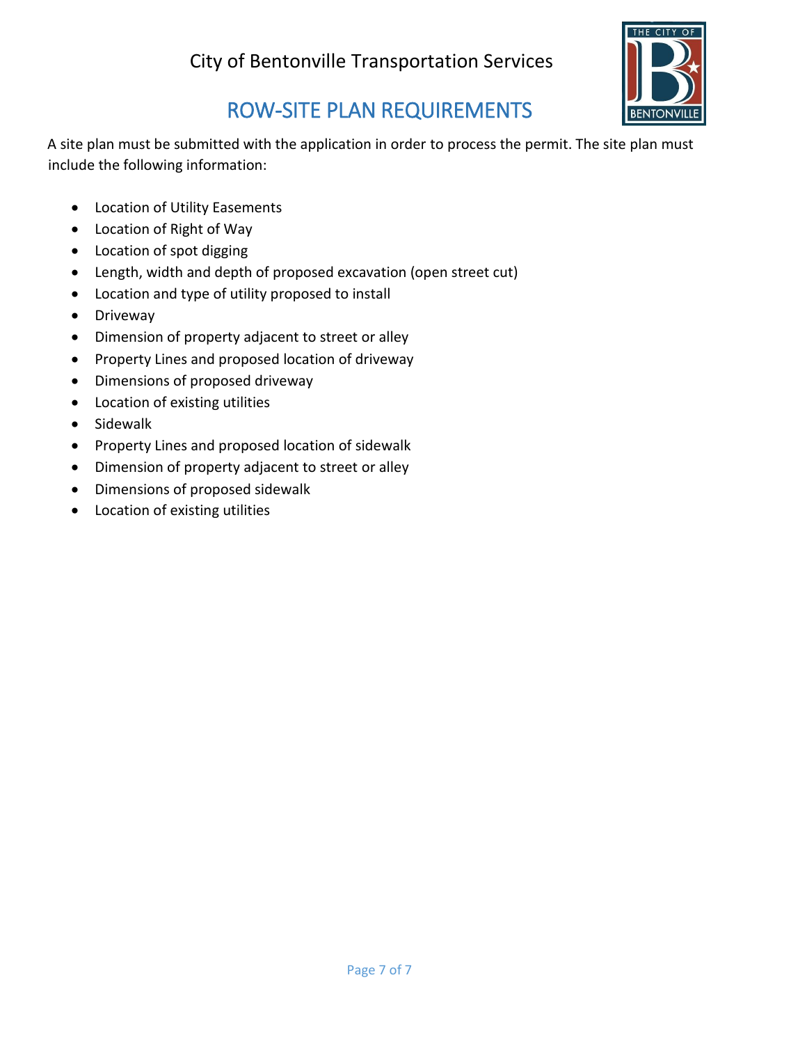City of Bentonville Transportation Services

## ROW-SITE PLAN REQUIREMENTS

A site plan must be submitted with the application in order to process the permit. The site plan must include the following information:

- Location of Utility Easements
- Location of Right of Way
- Location of spot digging
- Length, width and depth of proposed excavation (open street cut)
- Location and type of utility proposed to install
- Driveway
- Dimension of property adjacent to street or alley
- Property Lines and proposed location of driveway
- Dimensions of proposed driveway
- Location of existing utilities
- Sidewalk
- Property Lines and proposed location of sidewalk
- Dimension of property adjacent to street or alley
- Dimensions of proposed sidewalk
- Location of existing utilities